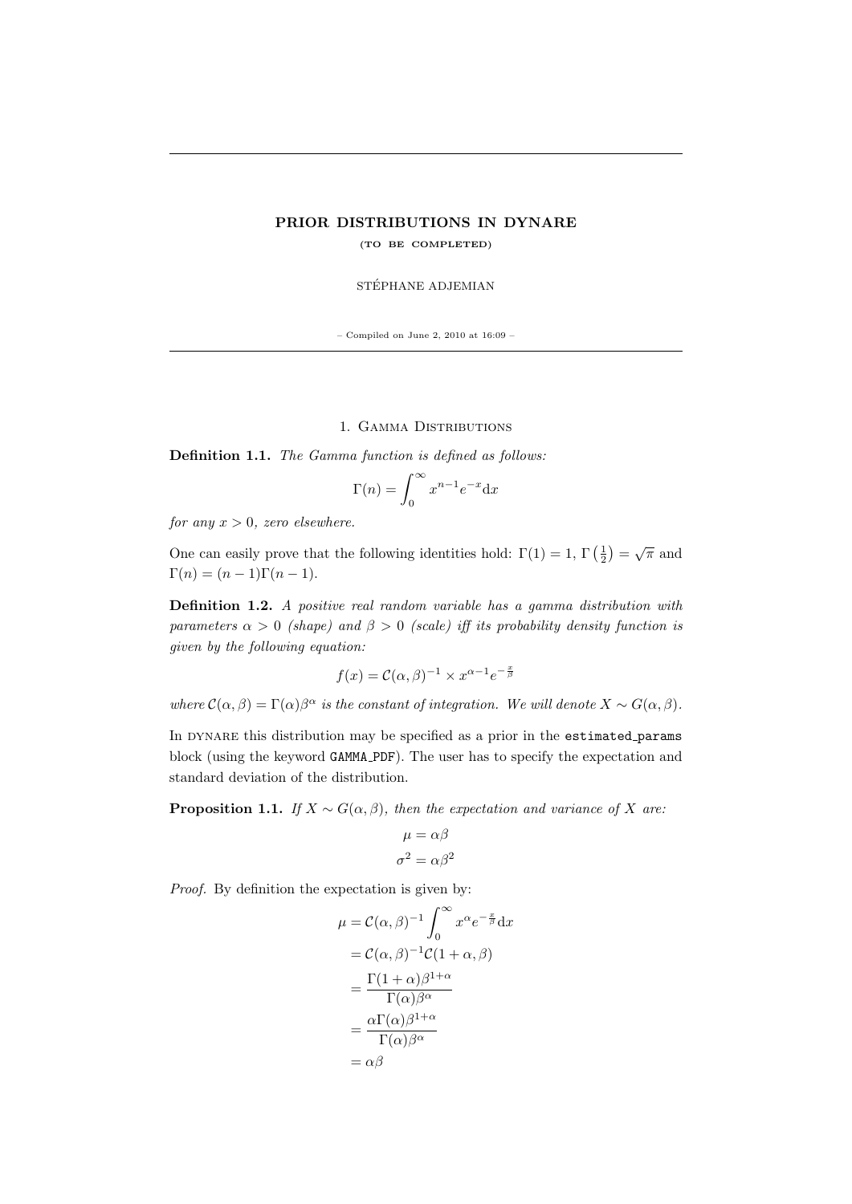# PRIOR DISTRIBUTIONS IN DYNARE

(TO BE COMPLETED)

STÉPHANE ADJEMIAN

– Compiled on June 2, 2010 at 16:09 –

## 1. Gamma Distributions

**Definition 1.1.** *The Gamma function is defined as follows:*

$$\Gamma(n) = \int_0^\infty x^{n-1} e^{-x} \mathrm{d}x$$

*for any $x > 0$, zero elsewhere.*

One can easily prove that the following identities hold: $\Gamma(1) = 1$, $\Gamma\left(\frac{1}{2}\right) = \sqrt{\pi}$ and $\Gamma(n) = (n-1)\Gamma(n-1)$.

**Definition 1.2.** *A positive real random variable has a gamma distribution with parameters $\alpha > 0$ (shape) and $\beta > 0$ (scale) iff its probability density function is given by the following equation:*

$$f(x) = \mathcal{C}(\alpha, \beta)^{-1} \times x^{\alpha-1} e^{-\frac{x}{\beta}}$$

*where $\mathcal{C}(\alpha, \beta) = \Gamma(\alpha)\beta^{\alpha}$ is the constant of integration. We will denote $X \sim G(\alpha, \beta)$.*

In DYNARE this distribution may be specified as a prior in the `estimated_params` block (using the keyword `GAMMA_PDF`). The user has to specify the expectation and standard deviation of the distribution.

**Proposition 1.1.** *If $X \sim G(\alpha, \beta)$, then the expectation and variance of $X$ are:*

$$\mu = \alpha\beta$$
$$\sigma^2 = \alpha\beta^2$$

*Proof.* By definition the expectation is given by:

$$\begin{aligned}
\mu &= \mathcal{C}(\alpha, \beta)^{-1} \int_0^\infty x^{\alpha} e^{-\frac{x}{\beta}} \mathrm{d}x \\
&= \mathcal{C}(\alpha, \beta)^{-1} \mathcal{C}(1 + \alpha, \beta) \\
&= \frac{\Gamma(1 + \alpha)\beta^{1+\alpha}}{\Gamma(\alpha)\beta^{\alpha}} \\
&= \frac{\alpha\Gamma(\alpha)\beta^{1+\alpha}}{\Gamma(\alpha)\beta^{\alpha}} \\
&= \alpha\beta
\end{aligned}$$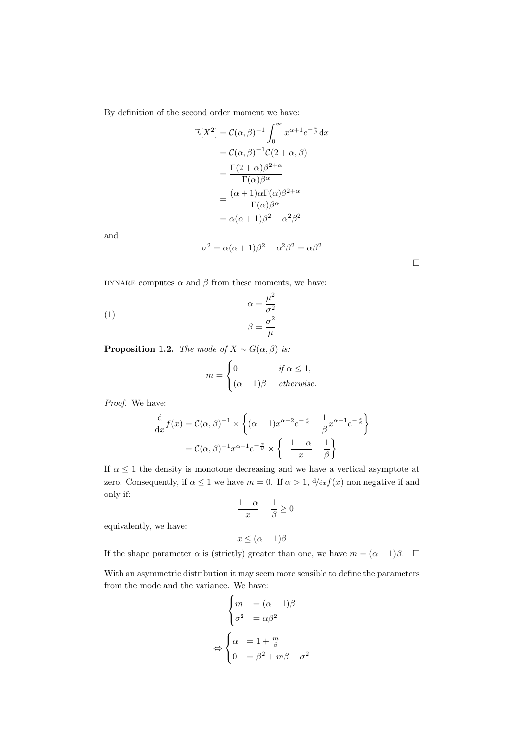By definition of the second order moment we have:

$$
\begin{aligned}
\mathbb{E}[X^2] &= \mathcal{C}(\alpha,\beta)^{-1}\int_0^\infty x^{\alpha+1}e^{-\frac{x}{\beta}}\mathrm{d}x \\
&= \mathcal{C}(\alpha,\beta)^{-1}\mathcal{C}(2+\alpha,\beta) \\
&= \frac{\Gamma(2+\alpha)\beta^{2+\alpha}}{\Gamma(\alpha)\beta^{\alpha}} \\
&= \frac{(\alpha+1)\alpha\Gamma(\alpha)\beta^{2+\alpha}}{\Gamma(\alpha)\beta^{\alpha}} \\
&= \alpha(\alpha+1)\beta^2 - \alpha^2\beta^2
\end{aligned}
$$

and

$$
\sigma^2 = \alpha(\alpha+1)\beta^2 - \alpha^2\beta^2 = \alpha\beta^2
$$

□

DYNARE computes $\alpha$ and $\beta$ from these moments, we have:

$$
\begin{aligned}
\alpha &= \frac{\mu^2}{\sigma^2} \\
\beta &= \frac{\sigma^2}{\mu}
\end{aligned}
\tag{1}
$$

**Proposition 1.2.** *The mode of $X \sim G(\alpha,\beta)$ is:*

$$
m = \begin{cases} 0 & \text{if } \alpha \leq 1, \\ (\alpha-1)\beta & \text{otherwise.} \end{cases}
$$

*Proof.* We have:

$$
\begin{aligned}
\frac{\mathrm{d}}{\mathrm{d}x}f(x) &= \mathcal{C}(\alpha,\beta)^{-1} \times \left\{(\alpha-1)x^{\alpha-2}e^{-\frac{x}{\beta}} - \frac{1}{\beta}x^{\alpha-1}e^{-\frac{x}{\beta}}\right\} \\
&= \mathcal{C}(\alpha,\beta)^{-1}x^{\alpha-1}e^{-\frac{x}{\beta}} \times \left\{-\frac{1-\alpha}{x} - \frac{1}{\beta}\right\}
\end{aligned}
$$

If $\alpha \leq 1$ the density is monotone decreasing and we have a vertical asymptote at zero. Consequently, if $\alpha \leq 1$ we have $m = 0$. If $\alpha > 1$, ${}^{\mathrm{d}}/_{\mathrm{d}x}f(x)$ non negative if and only if:

$$
-\frac{1-\alpha}{x} - \frac{1}{\beta} \geq 0
$$

equivalently, we have:

$$
x \leq (\alpha-1)\beta
$$

If the shape parameter $\alpha$ is (strictly) greater than one, we have $m = (\alpha-1)\beta$. □

With an asymmetric distribution it may seem more sensible to define the parameters from the mode and the variance. We have:

$$
\begin{cases} m &= (\alpha-1)\beta \\ \sigma^2 &= \alpha\beta^2 \end{cases}
$$

$$
\Leftrightarrow \begin{cases} \alpha &= 1 + \frac{m}{\beta} \\ 0 &= \beta^2 + m\beta - \sigma^2 \end{cases}
$$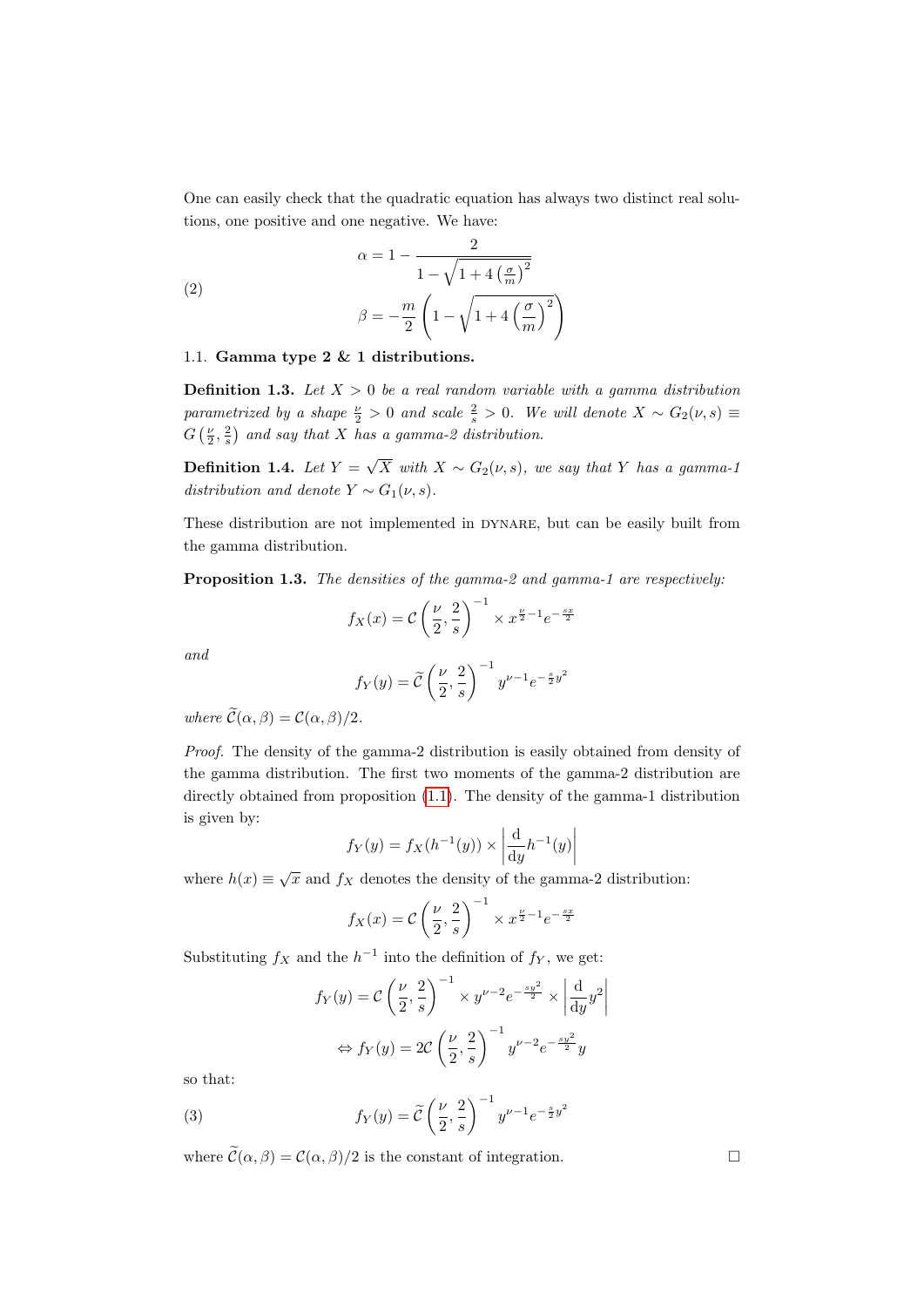One can easily check that the quadratic equation has always two distinct real solutions, one positive and one negative. We have:

$$
\begin{aligned}
\alpha &= 1 - \frac{2}{1-\sqrt{1+4\left(\frac{\sigma}{m}\right)^2}} \\
\beta &= -\frac{m}{2}\left(1-\sqrt{1+4\left(\frac{\sigma}{m}\right)^2}\right)
\end{aligned} \tag{2}
$$

### 1.1. Gamma type 2 & 1 distributions.

**Definition 1.3.** *Let $X > 0$ be a real random variable with a gamma distribution parametrized by a shape $\frac{\nu}{2} > 0$ and scale $\frac{2}{s} > 0$. We will denote $X \sim G_2(\nu, s) \equiv G\left(\frac{\nu}{2}, \frac{2}{s}\right)$ and say that $X$ has a gamma-2 distribution.*

**Definition 1.4.** *Let $Y = \sqrt{X}$ with $X \sim G_2(\nu, s)$, we say that $Y$ has a gamma-1 distribution and denote $Y \sim G_1(\nu, s)$.*

These distribution are not implemented in DYNARE, but can be easily built from the gamma distribution.

**Proposition 1.3.** *The densities of the gamma-2 and gamma-1 are respectively:*

$$
f_X(x) = \mathcal{C}\left(\frac{\nu}{2}, \frac{2}{s}\right)^{-1} \times x^{\frac{\nu}{2}-1} e^{-\frac{sx}{2}}
$$

*and*

$$
f_Y(y) = \widetilde{\mathcal{C}}\left(\frac{\nu}{2}, \frac{2}{s}\right)^{-1} y^{\nu-1} e^{-\frac{s}{2}y^2}
$$

*where $\widetilde{\mathcal{C}}(\alpha, \beta) = \mathcal{C}(\alpha, \beta)/2$.*

*Proof.* The density of the gamma-2 distribution is easily obtained from density of the gamma distribution. The first two moments of the gamma-2 distribution are directly obtained from proposition (1.1). The density of the gamma-1 distribution is given by:

$$
f_Y(y) = f_X(h^{-1}(y)) \times \left|\frac{\mathrm{d}}{\mathrm{d}y} h^{-1}(y)\right|
$$

where $h(x) \equiv \sqrt{x}$ and $f_X$ denotes the density of the gamma-2 distribution:

$$
f_X(x) = \mathcal{C}\left(\frac{\nu}{2}, \frac{2}{s}\right)^{-1} \times x^{\frac{\nu}{2}-1} e^{-\frac{sx}{2}}
$$

Substituting $f_X$ and the $h^{-1}$ into the definition of $f_Y$, we get:

$$
\begin{aligned}
f_Y(y) &= \mathcal{C}\left(\frac{\nu}{2}, \frac{2}{s}\right)^{-1} \times y^{\nu-2} e^{-\frac{sy^2}{2}} \times \left|\frac{\mathrm{d}}{\mathrm{d}y} y^2\right| \\
\Leftrightarrow f_Y(y) &= 2\mathcal{C}\left(\frac{\nu}{2}, \frac{2}{s}\right)^{-1} y^{\nu-2} e^{-\frac{sy^2}{2}} y
\end{aligned}
$$

so that:

$$
f_Y(y) = \widetilde{\mathcal{C}}\left(\frac{\nu}{2}, \frac{2}{s}\right)^{-1} y^{\nu-1} e^{-\frac{s}{2}y^2} \tag{3}
$$

where $\widetilde{\mathcal{C}}(\alpha, \beta) = \mathcal{C}(\alpha, \beta)/2$ is the constant of integration. □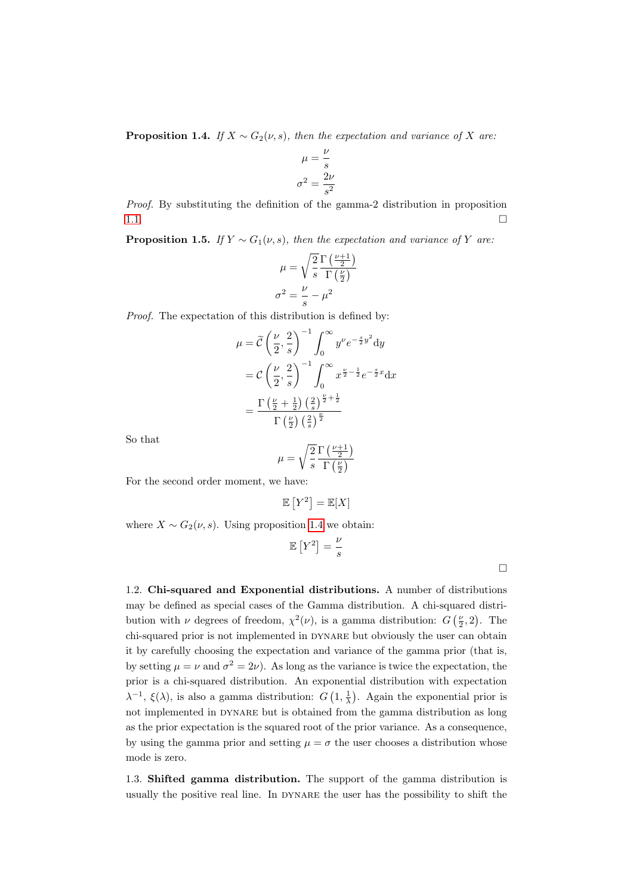**Proposition 1.4.** *If $X \sim G_2(\nu, s)$, then the expectation and variance of $X$ are:*

$$\mu = \frac{\nu}{s}$$
$$\sigma^2 = \frac{2\nu}{s^2}$$

*Proof.* By substituting the definition of the gamma-2 distribution in proposition 1.1. □

**Proposition 1.5.** *If $Y \sim G_1(\nu, s)$, then the expectation and variance of $Y$ are:*

$$\mu = \sqrt{\frac{2}{s}}\frac{\Gamma\left(\frac{\nu+1}{2}\right)}{\Gamma\left(\frac{\nu}{2}\right)}$$
$$\sigma^2 = \frac{\nu}{s} - \mu^2$$

*Proof.* The expectation of this distribution is defined by:

$$\begin{aligned}
\mu &= \widetilde{\mathcal{C}}\left(\frac{\nu}{2}, \frac{2}{s}\right)^{-1}\int_0^\infty y^\nu e^{-\frac{s}{2}y^2}\mathrm{d}y \\
&= \mathcal{C}\left(\frac{\nu}{2}, \frac{2}{s}\right)^{-1}\int_0^\infty x^{\frac{\nu}{2}-\frac{1}{2}} e^{-\frac{s}{2}x}\mathrm{d}x \\
&= \frac{\Gamma\left(\frac{\nu}{2}+\frac{1}{2}\right)\left(\frac{2}{s}\right)^{\frac{\nu}{2}+\frac{1}{2}}}{\Gamma\left(\frac{\nu}{2}\right)\left(\frac{2}{s}\right)^{\frac{\nu}{2}}}
\end{aligned}$$

So that

$$\mu = \sqrt{\frac{2}{s}}\frac{\Gamma\left(\frac{\nu+1}{2}\right)}{\Gamma\left(\frac{\nu}{2}\right)}$$

For the second order moment, we have:

$$\mathbb{E}\left[Y^2\right] = \mathbb{E}[X]$$

where $X \sim G_2(\nu, s)$. Using proposition 1.4 we obtain:

$$\mathbb{E}\left[Y^2\right] = \frac{\nu}{s}$$

□

1.2. **Chi-squared and Exponential distributions.** A number of distributions may be defined as special cases of the Gamma distribution. A chi-squared distribution with $\nu$ degrees of freedom, $\chi^2(\nu)$, is a gamma distribution: $G\left(\frac{\nu}{2}, 2\right)$. The chi-squared prior is not implemented in DYNARE but obviously the user can obtain it by carefully choosing the expectation and variance of the gamma prior (that is, by setting $\mu = \nu$ and $\sigma^2 = 2\nu$). As long as the variance is twice the expectation, the prior is a chi-squared distribution. An exponential distribution with expectation $\lambda^{-1}$, $\xi(\lambda)$, is also a gamma distribution: $G\left(1, \frac{1}{\lambda}\right)$. Again the exponential prior is not implemented in DYNARE but is obtained from the gamma distribution as long as the prior expectation is the squared root of the prior variance. As a consequence, by using the gamma prior and setting $\mu = \sigma$ the user chooses a distribution whose mode is zero.

1.3. **Shifted gamma distribution.** The support of the gamma distribution is usually the positive real line. In DYNARE the user has the possibility to shift the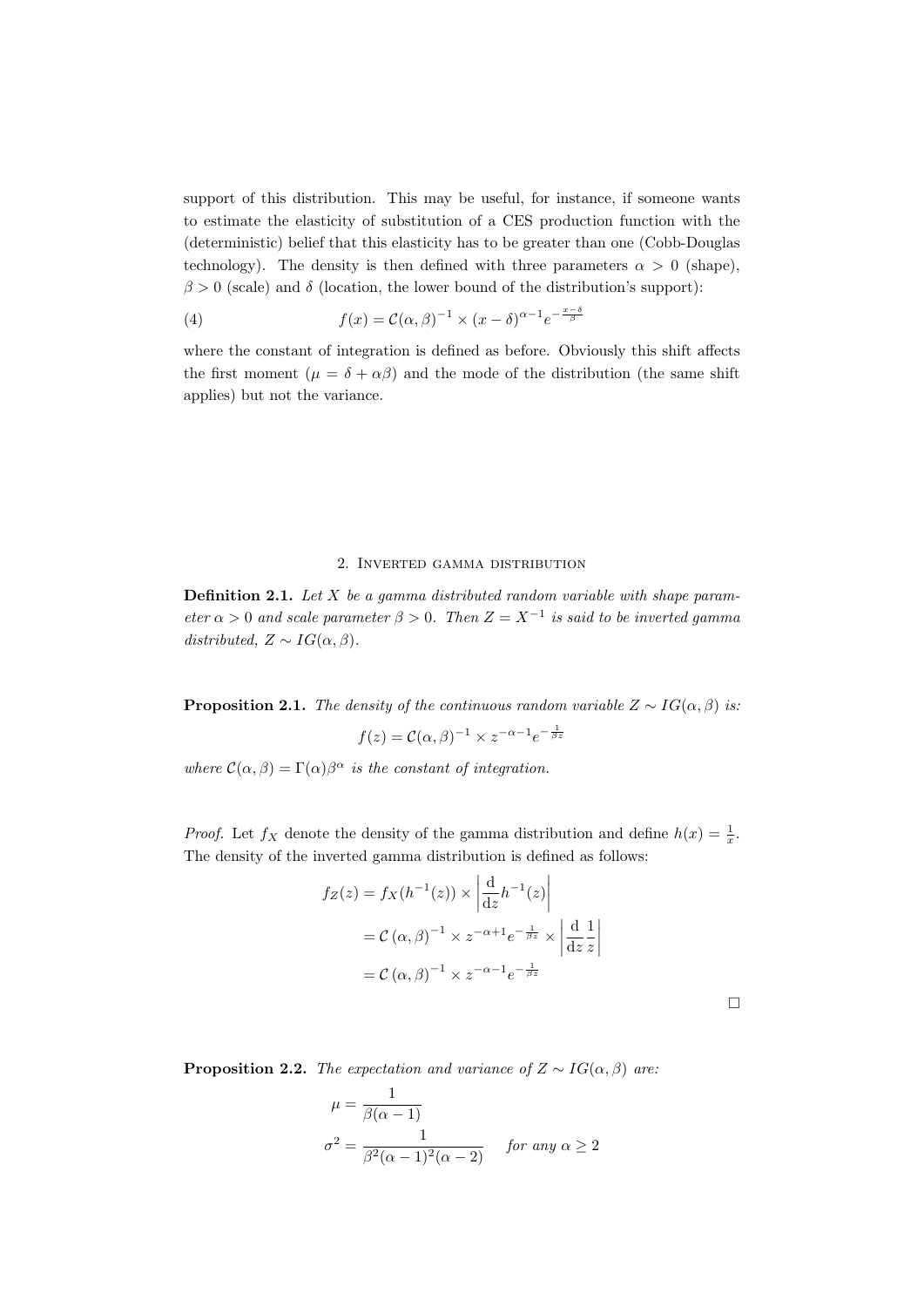support of this distribution. This may be useful, for instance, if someone wants to estimate the elasticity of substitution of a CES production function with the (deterministic) belief that this elasticity has to be greater than one (Cobb-Douglas technology). The density is then defined with three parameters $\alpha > 0$ (shape), $\beta > 0$ (scale) and $\delta$ (location, the lower bound of the distribution's support):

$$f(x) = \mathcal{C}(\alpha, \beta)^{-1} \times (x - \delta)^{\alpha-1} e^{-\frac{x-\delta}{\beta}} \tag{4}$$

where the constant of integration is defined as before. Obviously this shift affects the first moment ($\mu = \delta + \alpha\beta$) and the mode of the distribution (the same shift applies) but not the variance.

## 2. Inverted gamma distribution

**Definition 2.1.** *Let $X$ be a gamma distributed random variable with shape parameter $\alpha > 0$ and scale parameter $\beta > 0$. Then $Z = X^{-1}$ is said to be inverted gamma distributed, $Z \sim IG(\alpha, \beta)$.*

**Proposition 2.1.** *The density of the continuous random variable $Z \sim IG(\alpha, \beta)$ is:*

$$f(z) = \mathcal{C}(\alpha, \beta)^{-1} \times z^{-\alpha-1} e^{-\frac{1}{\beta z}}$$

*where $\mathcal{C}(\alpha, \beta) = \Gamma(\alpha)\beta^{\alpha}$ is the constant of integration.*

*Proof.* Let $f_X$ denote the density of the gamma distribution and define $h(x) = \frac{1}{x}$. The density of the inverted gamma distribution is defined as follows:

$$\begin{aligned}
f_Z(z) &= f_X(h^{-1}(z)) \times \left| \frac{\mathrm{d}}{\mathrm{d}z} h^{-1}(z) \right| \\
&= \mathcal{C}\left(\alpha, \beta\right)^{-1} \times z^{-\alpha+1} e^{-\frac{1}{\beta z}} \times \left| \frac{\mathrm{d}}{\mathrm{d}z} \frac{1}{z} \right| \\
&= \mathcal{C}\left(\alpha, \beta\right)^{-1} \times z^{-\alpha-1} e^{-\frac{1}{\beta z}}
\end{aligned}$$

□

**Proposition 2.2.** *The expectation and variance of $Z \sim IG(\alpha, \beta)$ are:*

$$\mu = \frac{1}{\beta(\alpha - 1)}$$

$$\sigma^2 = \frac{1}{\beta^2(\alpha - 1)^2(\alpha - 2)} \quad \textit{for any } \alpha \geq 2$$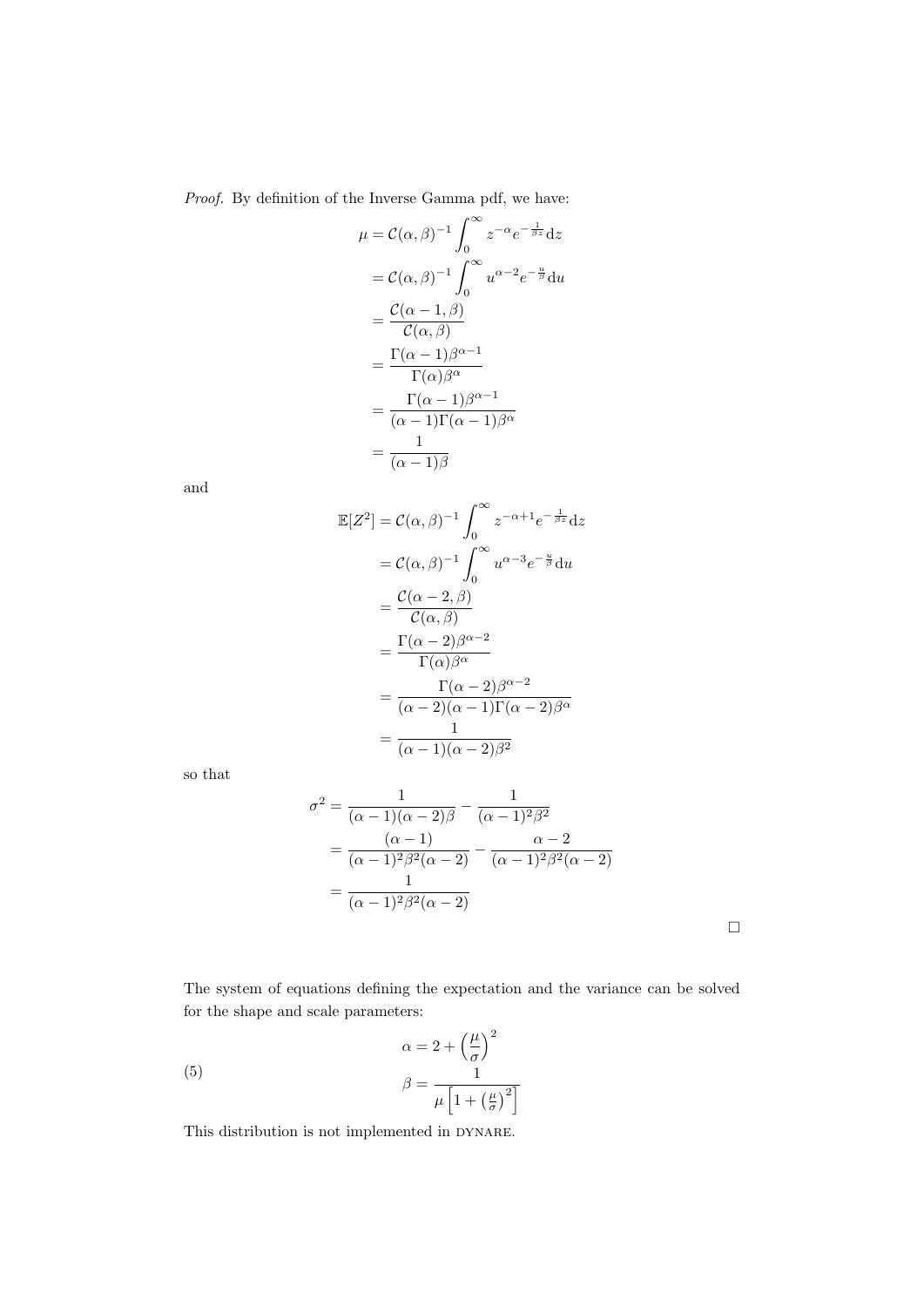*Proof.* By definition of the Inverse Gamma pdf, we have:

$$
\begin{aligned}
\mu &= \mathcal{C}(\alpha,\beta)^{-1}\int_0^\infty z^{-\alpha}e^{-\frac{1}{\beta z}}\mathrm{d}z \\
&= \mathcal{C}(\alpha,\beta)^{-1}\int_0^\infty u^{\alpha-2}e^{-\frac{u}{\beta}}\mathrm{d}u \\
&= \frac{\mathcal{C}(\alpha-1,\beta)}{\mathcal{C}(\alpha,\beta)} \\
&= \frac{\Gamma(\alpha-1)\beta^{\alpha-1}}{\Gamma(\alpha)\beta^{\alpha}} \\
&= \frac{\Gamma(\alpha-1)\beta^{\alpha-1}}{(\alpha-1)\Gamma(\alpha-1)\beta^{\alpha}} \\
&= \frac{1}{(\alpha-1)\beta}
\end{aligned}
$$

and

$$
\begin{aligned}
\mathbb{E}[Z^2] &= \mathcal{C}(\alpha,\beta)^{-1}\int_0^\infty z^{-\alpha+1}e^{-\frac{1}{\beta z}}\mathrm{d}z \\
&= \mathcal{C}(\alpha,\beta)^{-1}\int_0^\infty u^{\alpha-3}e^{-\frac{u}{\beta}}\mathrm{d}u \\
&= \frac{\mathcal{C}(\alpha-2,\beta)}{\mathcal{C}(\alpha,\beta)} \\
&= \frac{\Gamma(\alpha-2)\beta^{\alpha-2}}{\Gamma(\alpha)\beta^{\alpha}} \\
&= \frac{\Gamma(\alpha-2)\beta^{\alpha-2}}{(\alpha-2)(\alpha-1)\Gamma(\alpha-2)\beta^{\alpha}} \\
&= \frac{1}{(\alpha-1)(\alpha-2)\beta^2}
\end{aligned}
$$

so that

$$
\begin{aligned}
\sigma^2 &= \frac{1}{(\alpha-1)(\alpha-2)\beta} - \frac{1}{(\alpha-1)^2\beta^2} \\
&= \frac{(\alpha-1)}{(\alpha-1)^2\beta^2(\alpha-2)} - \frac{\alpha-2}{(\alpha-1)^2\beta^2(\alpha-2)} \\
&= \frac{1}{(\alpha-1)^2\beta^2(\alpha-2)}
\end{aligned}
$$

□

The system of equations defining the expectation and the variance can be solved for the shape and scale parameters:

$$
\begin{aligned}
\alpha &= 2 + \left(\frac{\mu}{\sigma}\right)^2 \\
\beta &= \frac{1}{\mu\left[1+\left(\frac{\mu}{\sigma}\right)^2\right]}
\end{aligned}
\tag{5}
$$

This distribution is not implemented in DYNARE.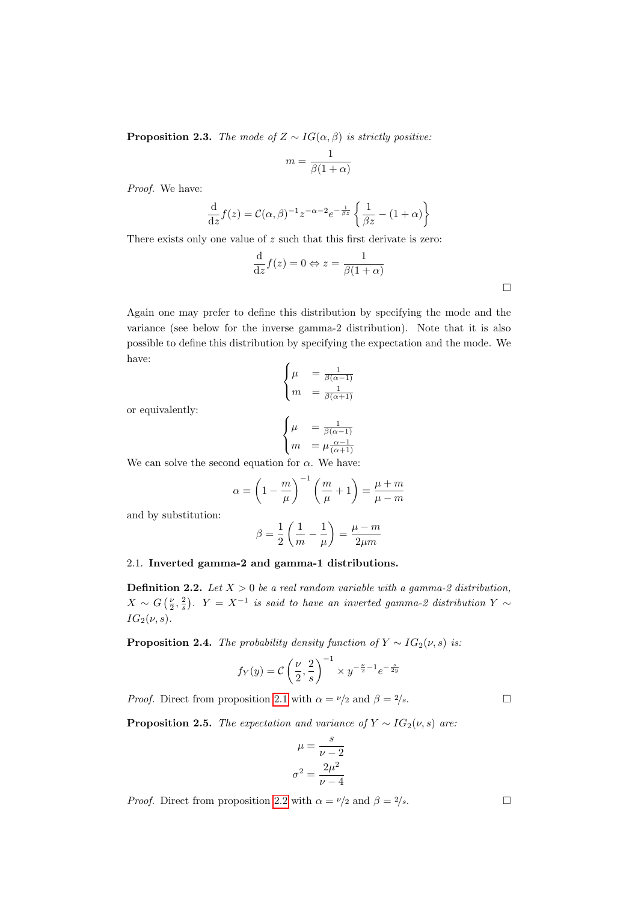**Proposition 2.3.** *The mode of $Z \sim IG(\alpha, \beta)$ is strictly positive:*

$$m = \frac{1}{\beta(1+\alpha)}$$

*Proof.* We have:

$$\frac{\mathrm{d}}{\mathrm{d}z} f(z) = \mathcal{C}(\alpha, \beta)^{-1} z^{-\alpha-2} e^{-\frac{1}{\beta z}} \left\{ \frac{1}{\beta z} - (1+\alpha) \right\}$$

There exists only one value of $z$ such that this first derivate is zero:

$$\frac{\mathrm{d}}{\mathrm{d}z} f(z) = 0 \Leftrightarrow z = \frac{1}{\beta(1+\alpha)}$$

□

Again one may prefer to define this distribution by specifying the mode and the variance (see below for the inverse gamma-2 distribution). Note that it is also possible to define this distribution by specifying the expectation and the mode. We have:

$$\begin{cases} \mu & = \frac{1}{\beta(\alpha-1)} \\ m & = \frac{1}{\beta(\alpha+1)} \end{cases}$$

or equivalently:

$$\begin{cases} \mu & = \frac{1}{\beta(\alpha-1)} \\ m & = \mu \frac{\alpha-1}{(\alpha+1)} \end{cases}$$

We can solve the second equation for $\alpha$. We have:

$$\alpha = \left(1 - \frac{m}{\mu}\right)^{-1} \left(\frac{m}{\mu} + 1\right) = \frac{\mu + m}{\mu - m}$$

and by substitution:

$$\beta = \frac{1}{2}\left(\frac{1}{m} - \frac{1}{\mu}\right) = \frac{\mu - m}{2\mu m}$$

### 2.1. Inverted gamma-2 and gamma-1 distributions.

**Definition 2.2.** *Let $X > 0$ be a real random variable with a gamma-2 distribution, $X \sim G\left(\frac{\nu}{2}, \frac{2}{s}\right)$. $Y = X^{-1}$ is said to have an inverted gamma-2 distribution $Y \sim IG_2(\nu, s)$.*

**Proposition 2.4.** *The probability density function of $Y \sim IG_2(\nu, s)$ is:*

$$f_Y(y) = \mathcal{C}\left(\frac{\nu}{2}, \frac{2}{s}\right)^{-1} \times y^{-\frac{\nu}{2}-1} e^{-\frac{s}{2y}}$$

*Proof.* Direct from proposition 2.1 with $\alpha = {}^{\nu}\!/{2}$ and $\beta = {}^{2}\!/{s}$. □

**Proposition 2.5.** *The expectation and variance of $Y \sim IG_2(\nu, s)$ are:*

$$\mu = \frac{s}{\nu - 2}$$

$$\sigma^2 = \frac{2\mu^2}{\nu - 4}$$

*Proof.* Direct from proposition 2.2 with $\alpha = {}^{\nu}\!/{2}$ and $\beta = {}^{2}\!/{s}$. □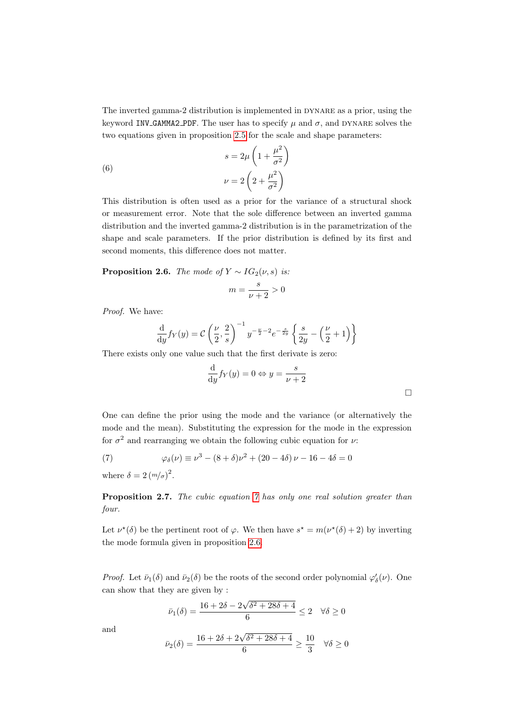The inverted gamma-2 distribution is implemented in DYNARE as a prior, using the keyword INV_GAMMA2_PDF. The user has to specify $\mu$ and $\sigma$, and DYNARE solves the two equations given in proposition 2.5 for the scale and shape parameters:

$$
\begin{aligned}
s &= 2\mu\left(1+\frac{\mu^2}{\sigma^2}\right) \\
\nu &= 2\left(2+\frac{\mu^2}{\sigma^2}\right)
\end{aligned}
\tag{6}
$$

This distribution is often used as a prior for the variance of a structural shock or measurement error. Note that the sole difference between an inverted gamma distribution and the inverted gamma-2 distribution is in the parametrization of the shape and scale parameters. If the prior distribution is defined by its first and second moments, this difference does not matter.

**Proposition 2.6.** *The mode of $Y \sim IG_2(\nu, s)$ is:*

$$m = \frac{s}{\nu+2} > 0$$

*Proof.* We have:

$$\frac{\mathrm{d}}{\mathrm{d}y} f_Y(y) = \mathcal{C}\left(\frac{\nu}{2}, \frac{2}{s}\right)^{-1} y^{-\frac{\nu}{2}-2} e^{-\frac{s}{2y}} \left\{\frac{s}{2y} - \left(\frac{\nu}{2}+1\right)\right\}$$

There exists only one value such that the first derivate is zero:

$$\frac{\mathrm{d}}{\mathrm{d}y} f_Y(y) = 0 \Leftrightarrow y = \frac{s}{\nu+2}$$

□

One can define the prior using the mode and the variance (or alternatively the mode and the mean). Substituting the expression for the mode in the expression for $\sigma^2$ and rearranging we obtain the following cubic equation for $\nu$:

$$\varphi_\delta(\nu) \equiv \nu^3 - (8+\delta)\nu^2 + (20-4\delta)\,\nu - 16 - 4\delta = 0 \tag{7}$$

where $\delta = 2\left({}^{m}/{}_{\sigma}\right)^2$.

**Proposition 2.7.** *The cubic equation 7 has only one real solution greater than four.*

Let $\nu^\star(\delta)$ be the pertinent root of $\varphi$. We then have $s^\star = m(\nu^\star(\delta)+2)$ by inverting the mode formula given in proposition 2.6.

*Proof.* Let $\bar{\nu}_1(\delta)$ and $\bar{\nu}_2(\delta)$ be the roots of the second order polynomial $\varphi'_\delta(\nu)$. One can show that they are given by :

$$\bar{\nu}_1(\delta) = \frac{16+2\delta-2\sqrt{\delta^2+28\delta+4}}{6} \leq 2 \quad \forall \delta \geq 0$$

and

$$\bar{\nu}_2(\delta) = \frac{16+2\delta+2\sqrt{\delta^2+28\delta+4}}{6} \geq \frac{10}{3} \quad \forall \delta \geq 0$$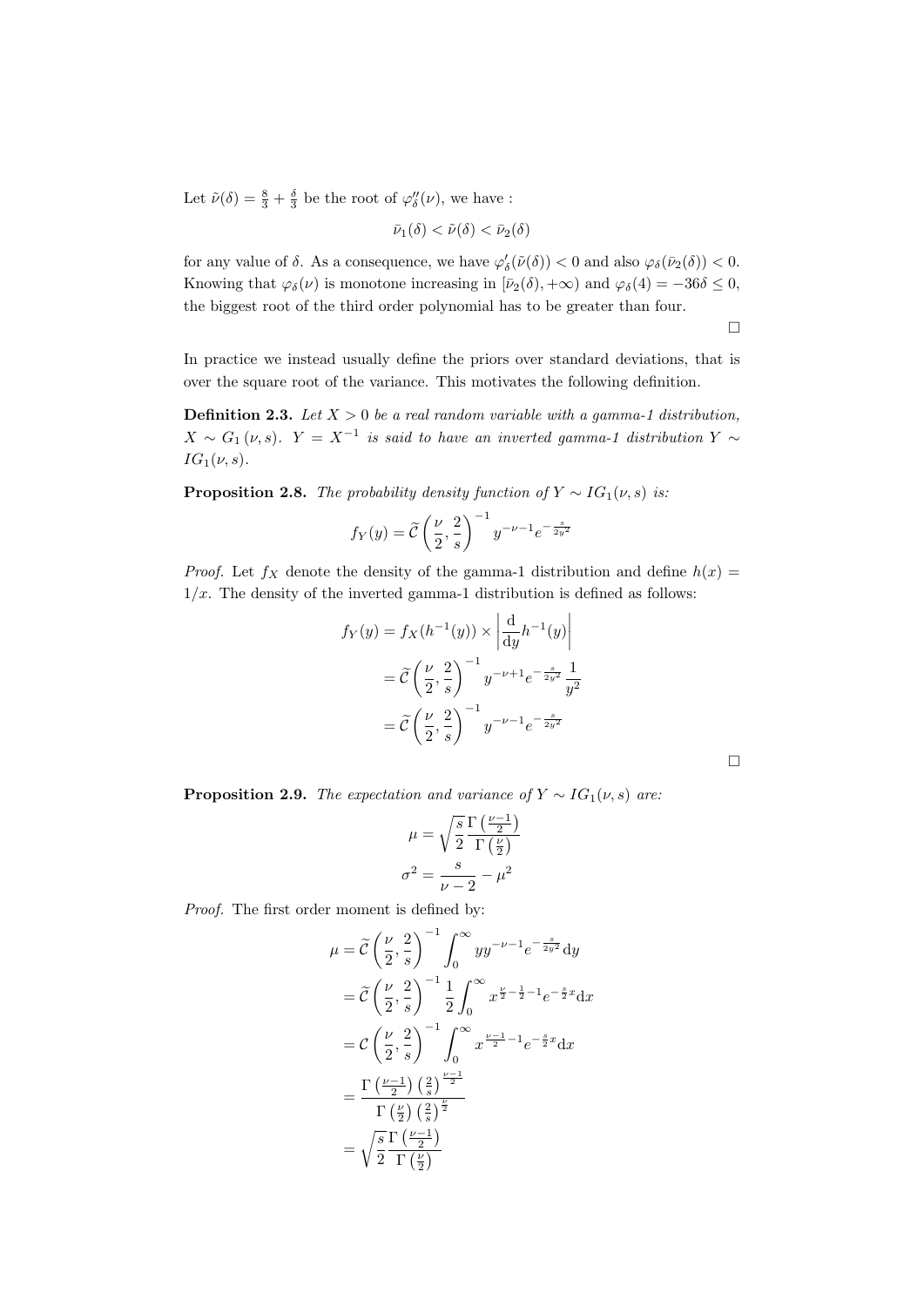Let $\tilde{\nu}(\delta) = \frac{8}{3} + \frac{\delta}{3}$ be the root of $\varphi''_\delta(\nu)$, we have :

$$\bar{\nu}_1(\delta) < \tilde{\nu}(\delta) < \bar{\nu}_2(\delta)$$

for any value of $\delta$. As a consequence, we have $\varphi'_\delta(\tilde{\nu}(\delta)) < 0$ and also $\varphi_\delta(\bar{\nu}_2(\delta)) < 0$. Knowing that $\varphi_\delta(\nu)$ is monotone increasing in $[\bar{\nu}_2(\delta), +\infty)$ and $\varphi_\delta(4) = -36\delta \leq 0$, the biggest root of the third order polynomial has to be greater than four.

□

In practice we instead usually define the priors over standard deviations, that is over the square root of the variance. This motivates the following definition.

**Definition 2.3.** *Let $X > 0$ be a real random variable with a gamma-1 distribution, $X \sim G_1(\nu, s)$. $Y = X^{-1}$ is said to have an inverted gamma-1 distribution $Y \sim IG_1(\nu, s)$.*

**Proposition 2.8.** *The probability density function of $Y \sim IG_1(\nu, s)$ is:*

$$f_Y(y) = \widetilde{\mathcal{C}}\left(\frac{\nu}{2}, \frac{2}{s}\right)^{-1} y^{-\nu-1} e^{-\frac{s}{2y^2}}$$

*Proof.* Let $f_X$ denote the density of the gamma-1 distribution and define $h(x) = 1/x$. The density of the inverted gamma-1 distribution is defined as follows:

$$\begin{aligned}
f_Y(y) &= f_X(h^{-1}(y)) \times \left| \frac{\mathrm{d}}{\mathrm{d}y} h^{-1}(y) \right| \\
&= \widetilde{\mathcal{C}}\left(\frac{\nu}{2}, \frac{2}{s}\right)^{-1} y^{-\nu+1} e^{-\frac{s}{2y^2}} \frac{1}{y^2} \\
&= \widetilde{\mathcal{C}}\left(\frac{\nu}{2}, \frac{2}{s}\right)^{-1} y^{-\nu-1} e^{-\frac{s}{2y^2}}
\end{aligned}$$

□

**Proposition 2.9.** *The expectation and variance of $Y \sim IG_1(\nu, s)$ are:*

$$\begin{aligned}
\mu &= \sqrt{\frac{s}{2}} \frac{\Gamma\left(\frac{\nu-1}{2}\right)}{\Gamma\left(\frac{\nu}{2}\right)} \\
\sigma^2 &= \frac{s}{\nu - 2} - \mu^2
\end{aligned}$$

*Proof.* The first order moment is defined by:

$$\begin{aligned}
\mu &= \widetilde{\mathcal{C}}\left(\frac{\nu}{2}, \frac{2}{s}\right)^{-1} \int_0^\infty y y^{-\nu-1} e^{-\frac{s}{2y^2}} \mathrm{d}y \\
&= \widetilde{\mathcal{C}}\left(\frac{\nu}{2}, \frac{2}{s}\right)^{-1} \frac{1}{2} \int_0^\infty x^{\frac{\nu}{2} - \frac{1}{2} - 1} e^{-\frac{s}{2}x} \mathrm{d}x \\
&= \mathcal{C}\left(\frac{\nu}{2}, \frac{2}{s}\right)^{-1} \int_0^\infty x^{\frac{\nu-1}{2} - 1} e^{-\frac{s}{2}x} \mathrm{d}x \\
&= \frac{\Gamma\left(\frac{\nu-1}{2}\right)\left(\frac{2}{s}\right)^{\frac{\nu-1}{2}}}{\Gamma\left(\frac{\nu}{2}\right)\left(\frac{2}{s}\right)^{\frac{\nu}{2}}} \\
&= \sqrt{\frac{s}{2}} \frac{\Gamma\left(\frac{\nu-1}{2}\right)}{\Gamma\left(\frac{\nu}{2}\right)}
\end{aligned}$$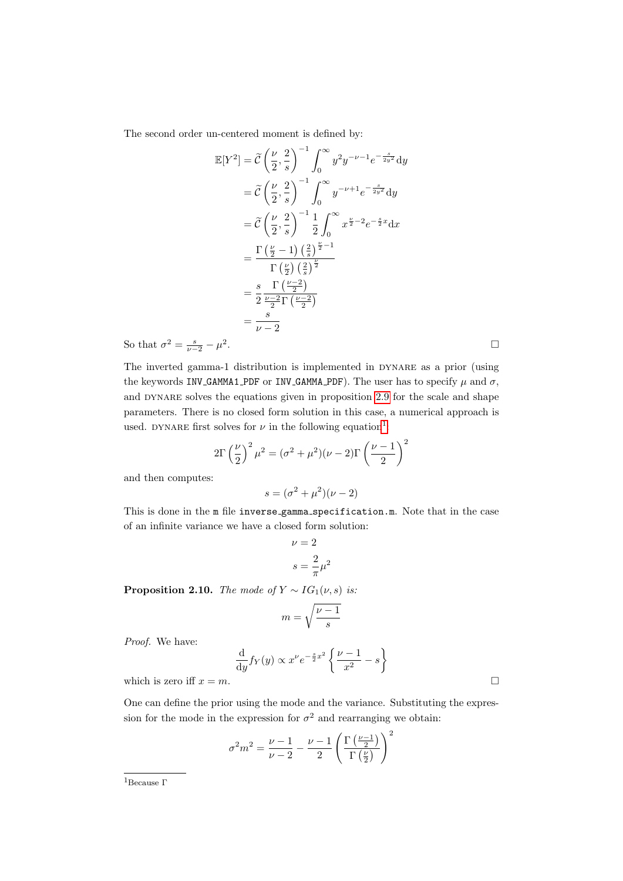The second order un-centered moment is defined by:

$$
\begin{aligned}
\mathbb{E}[Y^2] &= \widetilde{\mathcal{C}}\left(\frac{\nu}{2},\frac{2}{s}\right)^{-1}\int_0^\infty y^2 y^{-\nu-1} e^{-\frac{s}{2y^2}}\mathrm{d}y \\
&= \widetilde{\mathcal{C}}\left(\frac{\nu}{2},\frac{2}{s}\right)^{-1}\int_0^\infty y^{-\nu+1} e^{-\frac{s}{2y^2}}\mathrm{d}y \\
&= \widetilde{\mathcal{C}}\left(\frac{\nu}{2},\frac{2}{s}\right)^{-1}\frac{1}{2}\int_0^\infty x^{\frac{\nu}{2}-2} e^{-\frac{s}{2}x}\mathrm{d}x \\
&= \frac{\Gamma\left(\frac{\nu}{2}-1\right)\left(\frac{2}{s}\right)^{\frac{\nu}{2}-1}}{\Gamma\left(\frac{\nu}{2}\right)\left(\frac{2}{s}\right)^{\frac{\nu}{2}}} \\
&= \frac{s}{2}\frac{\Gamma\left(\frac{\nu-2}{2}\right)}{\frac{\nu-2}{2}\Gamma\left(\frac{\nu-2}{2}\right)} \\
&= \frac{s}{\nu-2}
\end{aligned}
$$

So that $\sigma^2 = \frac{s}{\nu-2} - \mu^2$. □

The inverted gamma-1 distribution is implemented in DYNARE as a prior (using the keywords INV_GAMMA1_PDF or INV_GAMMA_PDF). The user has to specify $\mu$ and $\sigma$, and DYNARE solves the equations given in proposition 2.9 for the scale and shape parameters. There is no closed form solution in this case, a numerical approach is used. DYNARE first solves for $\nu$ in the following equation[1]

$$
2\Gamma\left(\frac{\nu}{2}\right)^2\mu^2 = (\sigma^2+\mu^2)(\nu-2)\Gamma\left(\frac{\nu-1}{2}\right)^2
$$

and then computes:

$$
s = (\sigma^2+\mu^2)(\nu-2)
$$

This is done in the m file inverse_gamma_specification.m. Note that in the case of an infinite variance we have a closed form solution:

$$
\nu = 2
$$

$$
s = \frac{2}{\pi}\mu^2
$$

**Proposition 2.10.** *The mode of $Y \sim IG_1(\nu, s)$ is:*

$$
m = \sqrt{\frac{\nu-1}{s}}
$$

*Proof.* We have:

$$
\frac{\mathrm{d}}{\mathrm{d}y}f_Y(y) \propto x^{\nu} e^{-\frac{s}{2}x^2}\left\{\frac{\nu-1}{x^2} - s\right\}
$$

which is zero iff $x = m$. □

One can define the prior using the mode and the variance. Substituting the expression for the mode in the expression for $\sigma^2$ and rearranging we obtain:

$$
\sigma^2 m^2 = \frac{\nu-1}{\nu-2} - \frac{\nu-1}{2}\left(\frac{\Gamma\left(\frac{\nu-1}{2}\right)}{\Gamma\left(\frac{\nu}{2}\right)}\right)^2
$$

[1] Because Γ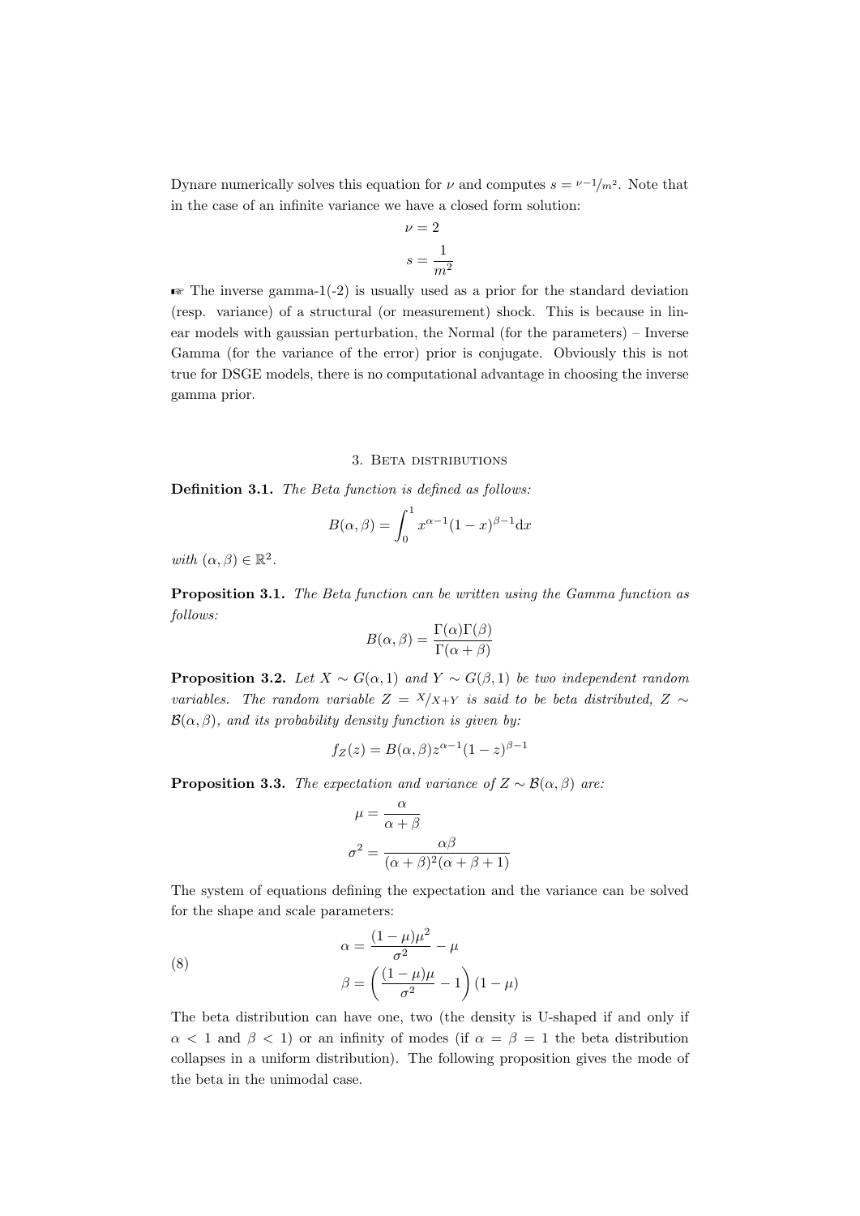Dynare numerically solves this equation for $\nu$ and computes $s = {}^{\nu-1}/_{m^2}$. Note that in the case of an infinite variance we have a closed form solution:

$$\nu = 2$$
$$s = \frac{1}{m^2}$$

☞ The inverse gamma-1(-2) is usually used as a prior for the standard deviation (resp. variance) of a structural (or measurement) shock. This is because in linear models with gaussian perturbation, the Normal (for the parameters) – Inverse Gamma (for the variance of the error) prior is conjugate. Obviously this is not true for DSGE models, there is no computational advantage in choosing the inverse gamma prior.

## 3. Beta distributions

**Definition 3.1.** *The Beta function is defined as follows:*

$$B(\alpha, \beta) = \int_0^1 x^{\alpha-1}(1-x)^{\beta-1}\mathrm{d}x$$

*with* $(\alpha, \beta) \in \mathbb{R}^2$.

**Proposition 3.1.** *The Beta function can be written using the Gamma function as follows:*

$$B(\alpha, \beta) = \frac{\Gamma(\alpha)\Gamma(\beta)}{\Gamma(\alpha+\beta)}$$

**Proposition 3.2.** *Let* $X \sim G(\alpha, 1)$ *and* $Y \sim G(\beta, 1)$ *be two independent random variables. The random variable* $Z = {}^{X}/_{X+Y}$ *is said to be beta distributed,* $Z \sim \mathcal{B}(\alpha, \beta)$*, and its probability density function is given by:*

$$f_Z(z) = B(\alpha, \beta)z^{\alpha-1}(1-z)^{\beta-1}$$

**Proposition 3.3.** *The expectation and variance of* $Z \sim \mathcal{B}(\alpha, \beta)$ *are:*

$$\mu = \frac{\alpha}{\alpha+\beta}$$
$$\sigma^2 = \frac{\alpha\beta}{(\alpha+\beta)^2(\alpha+\beta+1)}$$

The system of equations defining the expectation and the variance can be solved for the shape and scale parameters:

$$\alpha = \frac{(1-\mu)\mu^2}{\sigma^2} - \mu$$
$$\beta = \left(\frac{(1-\mu)\mu}{\sigma^2} - 1\right)(1-\mu) \tag{8}$$

The beta distribution can have one, two (the density is U-shaped if and only if $\alpha < 1$ and $\beta < 1$) or an infinity of modes (if $\alpha = \beta = 1$ the beta distribution collapses in a uniform distribution). The following proposition gives the mode of the beta in the unimodal case.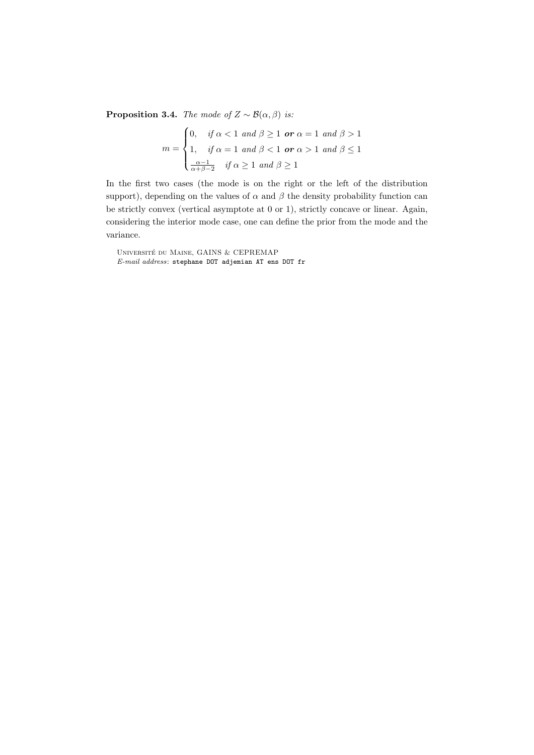**Proposition 3.4.** *The mode of $Z \sim \mathcal{B}(\alpha, \beta)$ is:*

$$m = \begin{cases} 0, & \text{if } \alpha < 1 \text{ and } \beta \geq 1 \textbf{ or } \alpha = 1 \text{ and } \beta > 1 \\ 1, & \text{if } \alpha = 1 \text{ and } \beta < 1 \textbf{ or } \alpha > 1 \text{ and } \beta \leq 1 \\ \frac{\alpha - 1}{\alpha + \beta - 2} & \text{if } \alpha \geq 1 \text{ and } \beta \geq 1 \end{cases}$$

In the first two cases (the mode is on the right or the left of the distribution support), depending on the values of $\alpha$ and $\beta$ the density probability function can be strictly convex (vertical asymptote at 0 or 1), strictly concave or linear. Again, considering the interior mode case, one can define the prior from the mode and the variance.

Université du Maine, GAINS & CEPREMAP
*E-mail address*: stephane DOT adjemian AT ens DOT fr